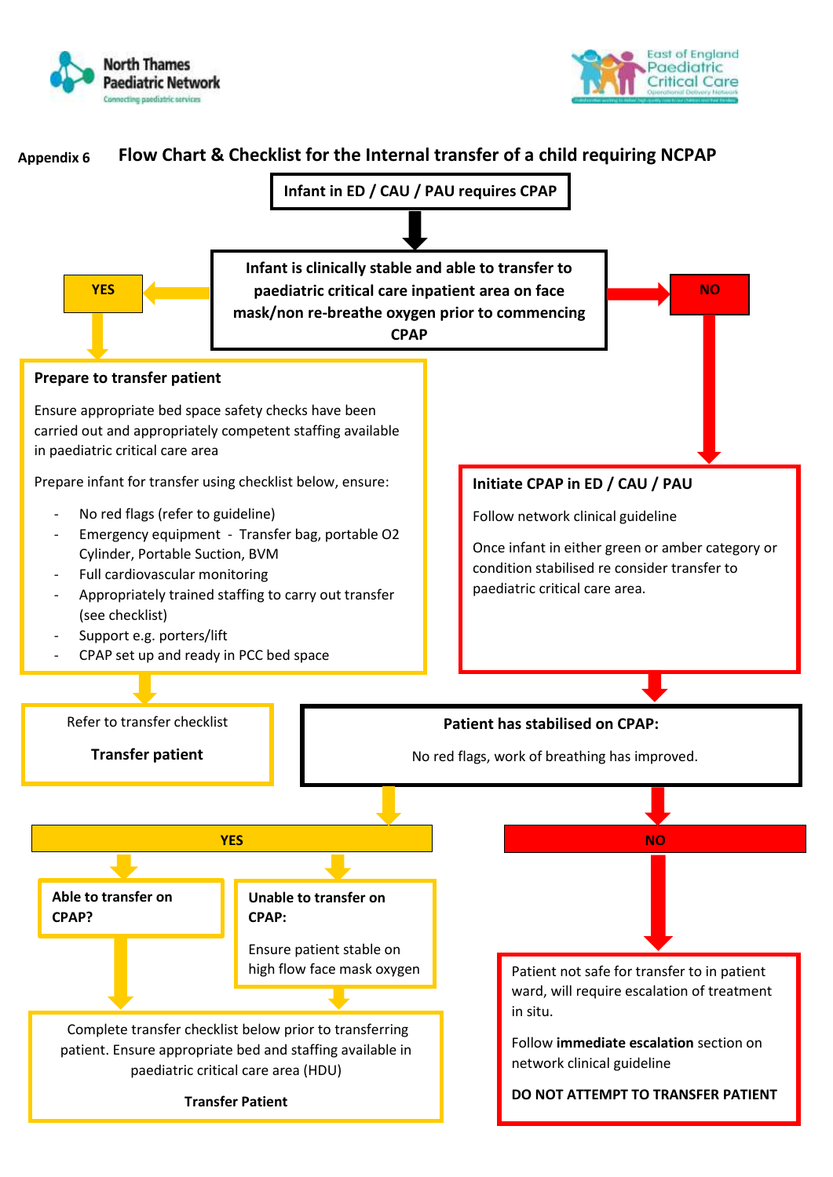North Thames Paediatric Network
Connecting paediatric services

East of England Paediatric Critical Care
Operational Delivery Network

## Appendix 6 Flow Chart & Checklist for the Internal transfer of a child requiring NCPAP

**Infant in ED / CAU / PAU requires CPAP**

**Infant is clinically stable and able to transfer to paediatric critical care inpatient area on face mask/non re-breathe oxygen prior to commencing CPAP**

**YES**

**Prepare to transfer patient**

Ensure appropriate bed space safety checks have been carried out and appropriately competent staffing available in paediatric critical care area

Prepare infant for transfer using checklist below, ensure:

- No red flags (refer to guideline)
- Emergency equipment - Transfer bag, portable O2 Cylinder, Portable Suction, BVM
- Full cardiovascular monitoring
- Appropriately trained staffing to carry out transfer (see checklist)
- Support e.g. porters/lift
- CPAP set up and ready in PCC bed space

Refer to transfer checklist

**Transfer patient**

**NO**

**Initiate CPAP in ED / CAU / PAU**

Follow network clinical guideline

Once infant in either green or amber category or condition stabilised re consider transfer to paediatric critical care area.

**Patient has stabilised on CPAP:**

No red flags, work of breathing has improved.

**YES**

**Able to transfer on CPAP?**

**Unable to transfer on CPAP:**

Ensure patient stable on high flow face mask oxygen

Complete transfer checklist below prior to transferring patient. Ensure appropriate bed and staffing available in paediatric critical care area (HDU)

**Transfer Patient**

**NO**

Patient not safe for transfer to in patient ward, will require escalation of treatment in situ.

Follow **immediate escalation** section on network clinical guideline

**DO NOT ATTEMPT TO TRANSFER PATIENT**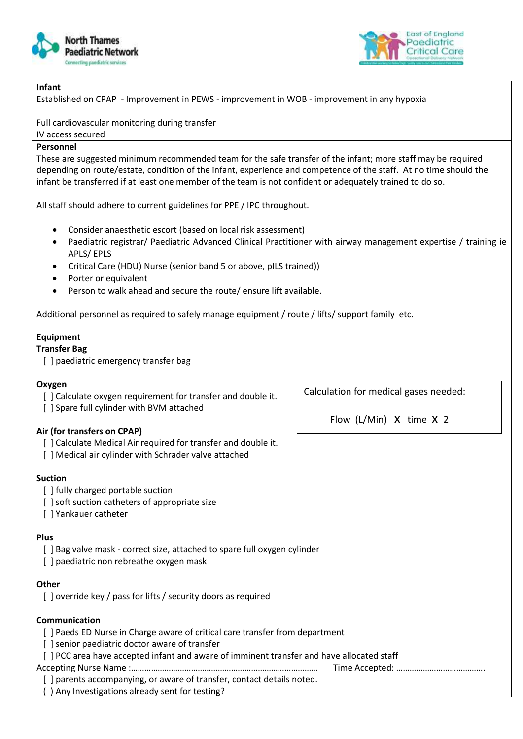**Infant**

Established on CPAP - Improvement in PEWS - improvement in WOB - improvement in any hypoxia

Full cardiovascular monitoring during transfer
IV access secured

**Personnel**

These are suggested minimum recommended team for the safe transfer of the infant; more staff may be required depending on route/estate, condition of the infant, experience and competence of the staff. At no time should the infant be transferred if at least one member of the team is not confident or adequately trained to do so.

All staff should adhere to current guidelines for PPE / IPC throughout.

- Consider anaesthetic escort (based on local risk assessment)
- Paediatric registrar/ Paediatric Advanced Clinical Practitioner with airway management expertise / training ie APLS/ EPLS
- Critical Care (HDU) Nurse (senior band 5 or above, pILS trained))
- Porter or equivalent
- Person to walk ahead and secure the route/ ensure lift available.

Additional personnel as required to safely manage equipment / route / lifts/ support family etc.

**Equipment**

**Transfer Bag**

[ ] paediatric emergency transfer bag

**Oxygen**

[ ] Calculate oxygen requirement for transfer and double it.
[ ] Spare full cylinder with BVM attached

Calculation for medical gases needed:

Flow (L/Min) X time X 2

**Air (for transfers on CPAP)**

[ ] Calculate Medical Air required for transfer and double it.
[ ] Medical air cylinder with Schrader valve attached

**Suction**

[ ] fully charged portable suction
[ ] soft suction catheters of appropriate size
[ ] Yankauer catheter

**Plus**

[ ] Bag valve mask - correct size, attached to spare full oxygen cylinder
[ ] paediatric non rebreathe oxygen mask

**Other**

[ ] override key / pass for lifts / security doors as required

**Communication**

[ ] Paeds ED Nurse in Charge aware of critical care transfer from department
[ ] senior paediatric doctor aware of transfer
[ ] PCC area have accepted infant and aware of imminent transfer and have allocated staff

Accepting Nurse Name :…………………………………………………………………… Time Accepted: ………………………………….

[ ] parents accompanying, or aware of transfer, contact details noted.
( ) Any Investigations already sent for testing?